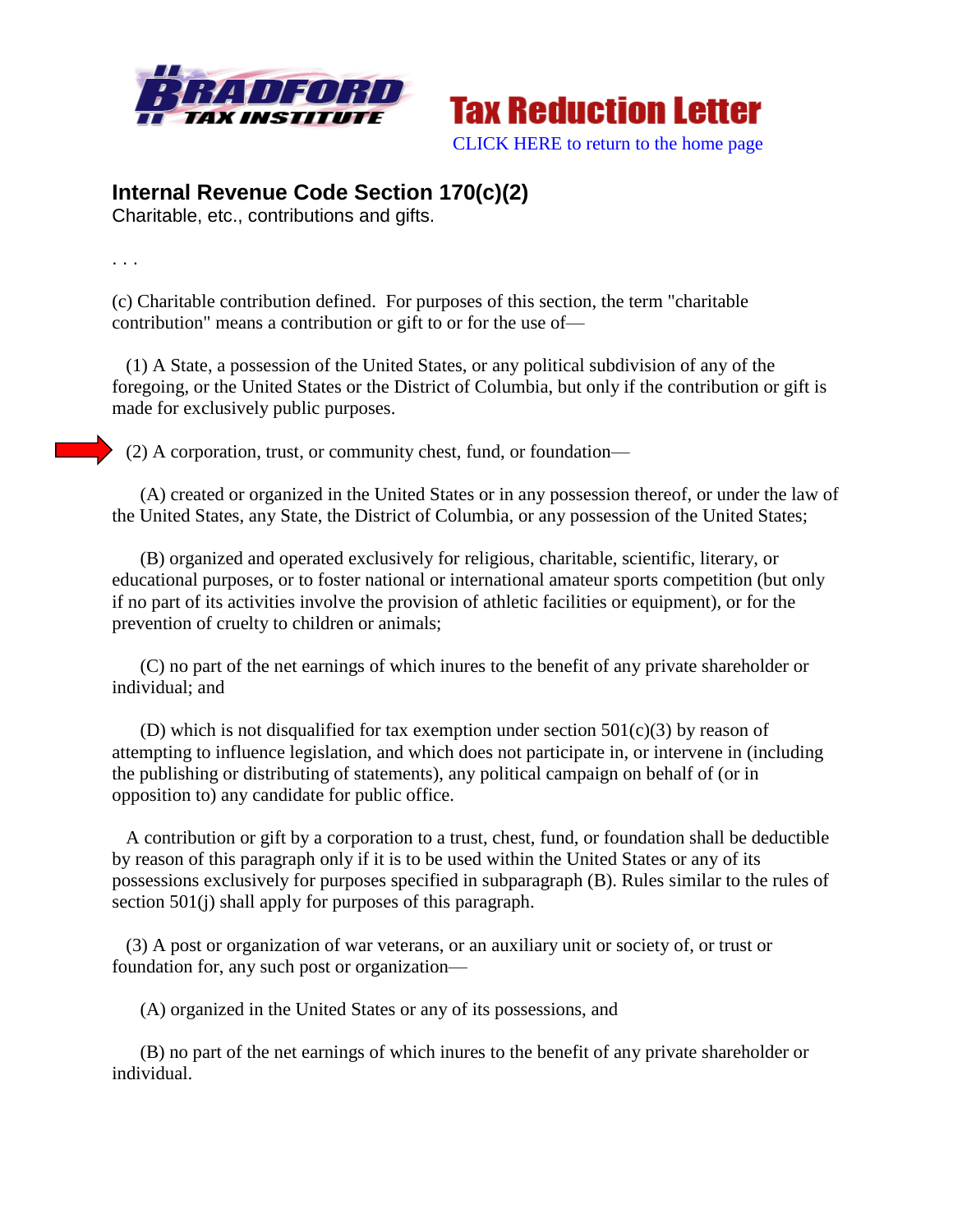Bradford Tax Institute

Tax Reduction Letter

CLICK HERE to return to the home page

## Internal Revenue Code Section 170(c)(2)

Charitable, etc., contributions and gifts.

. . .

(c) Charitable contribution defined. For purposes of this section, the term "charitable contribution" means a contribution or gift to or for the use of—

(1) A State, a possession of the United States, or any political subdivision of any of the foregoing, or the United States or the District of Columbia, but only if the contribution or gift is made for exclusively public purposes.

(2) A corporation, trust, or community chest, fund, or foundation—

(A) created or organized in the United States or in any possession thereof, or under the law of the United States, any State, the District of Columbia, or any possession of the United States;

(B) organized and operated exclusively for religious, charitable, scientific, literary, or educational purposes, or to foster national or international amateur sports competition (but only if no part of its activities involve the provision of athletic facilities or equipment), or for the prevention of cruelty to children or animals;

(C) no part of the net earnings of which inures to the benefit of any private shareholder or individual; and

(D) which is not disqualified for tax exemption under section 501(c)(3) by reason of attempting to influence legislation, and which does not participate in, or intervene in (including the publishing or distributing of statements), any political campaign on behalf of (or in opposition to) any candidate for public office.

A contribution or gift by a corporation to a trust, chest, fund, or foundation shall be deductible by reason of this paragraph only if it is to be used within the United States or any of its possessions exclusively for purposes specified in subparagraph (B). Rules similar to the rules of section 501(j) shall apply for purposes of this paragraph.

(3) A post or organization of war veterans, or an auxiliary unit or society of, or trust or foundation for, any such post or organization—

(A) organized in the United States or any of its possessions, and

(B) no part of the net earnings of which inures to the benefit of any private shareholder or individual.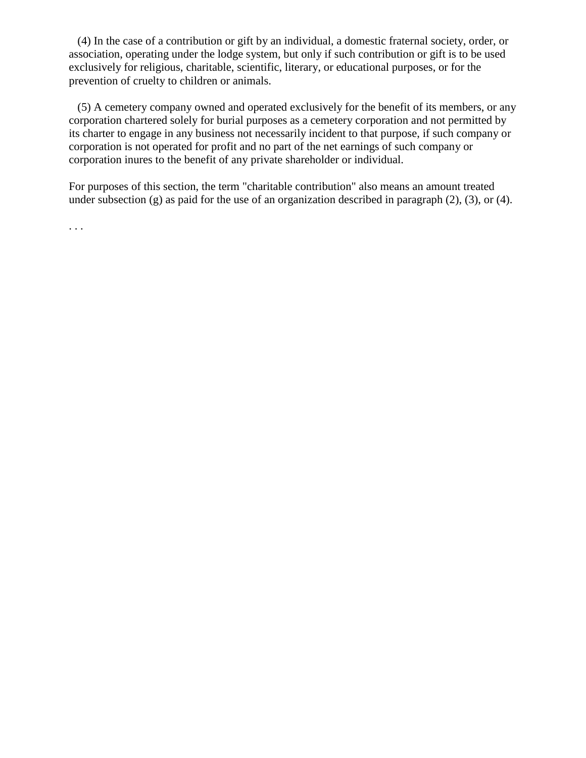(4) In the case of a contribution or gift by an individual, a domestic fraternal society, order, or association, operating under the lodge system, but only if such contribution or gift is to be used exclusively for religious, charitable, scientific, literary, or educational purposes, or for the prevention of cruelty to children or animals.

(5) A cemetery company owned and operated exclusively for the benefit of its members, or any corporation chartered solely for burial purposes as a cemetery corporation and not permitted by its charter to engage in any business not necessarily incident to that purpose, if such company or corporation is not operated for profit and no part of the net earnings of such company or corporation inures to the benefit of any private shareholder or individual.

For purposes of this section, the term "charitable contribution" also means an amount treated under subsection (g) as paid for the use of an organization described in paragraph (2), (3), or (4).

. . .